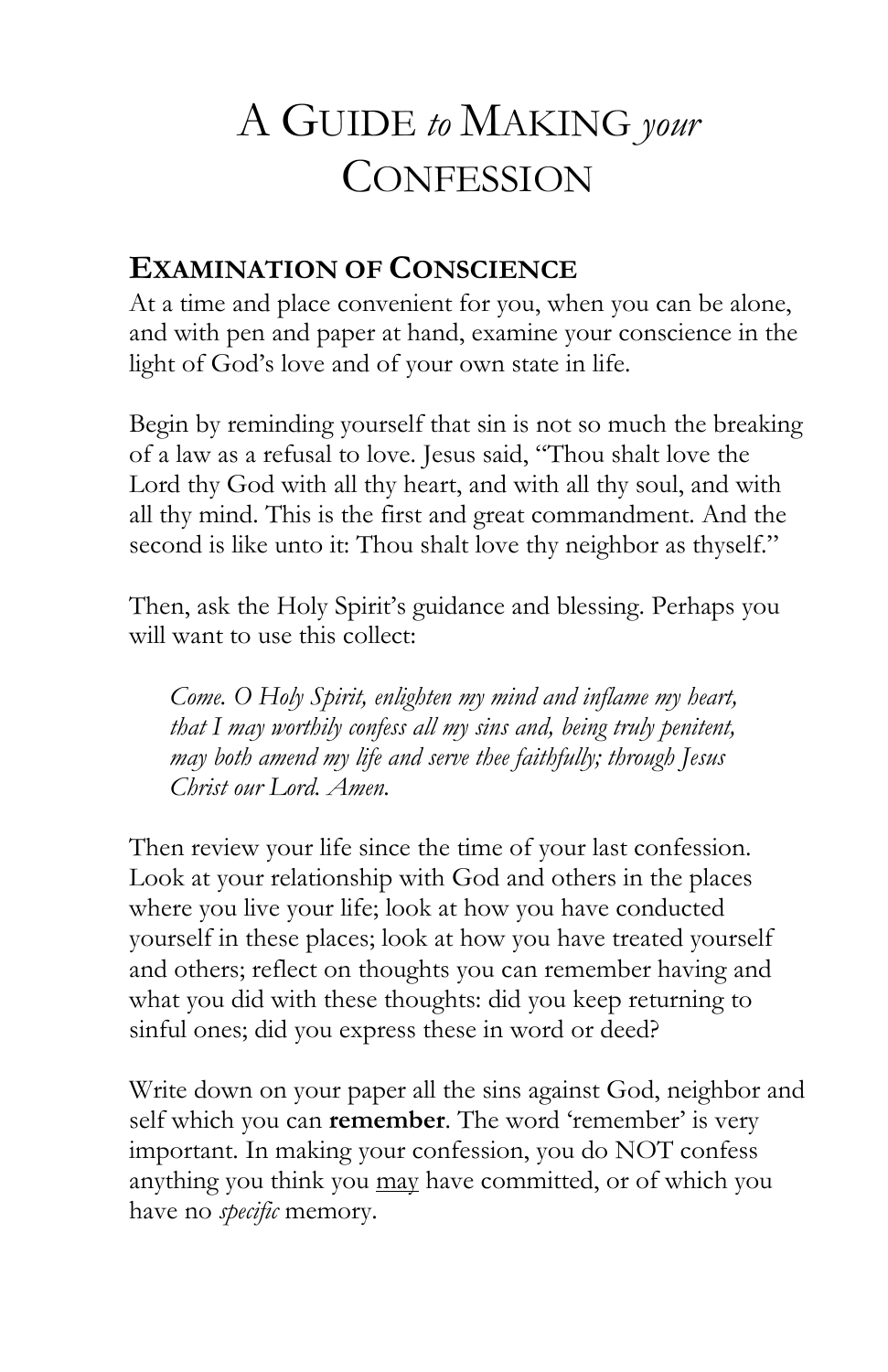# A Guide *to* Making *your* Confession

## Examination of Conscience

At a time and place convenient for you, when you can be alone, and with pen and paper at hand, examine your conscience in the light of God's love and of your own state in life.

Begin by reminding yourself that sin is not so much the breaking of a law as a refusal to love. Jesus said, "Thou shalt love the Lord thy God with all thy heart, and with all thy soul, and with all thy mind. This is the first and great commandment. And the second is like unto it: Thou shalt love thy neighbor as thyself."

Then, ask the Holy Spirit's guidance and blessing. Perhaps you will want to use this collect:

> *Come. O Holy Spirit, enlighten my mind and inflame my heart, that I may worthily confess all my sins and, being truly penitent, may both amend my life and serve thee faithfully; through Jesus Christ our Lord. Amen.*

Then review your life since the time of your last confession. Look at your relationship with God and others in the places where you live your life; look at how you have conducted yourself in these places; look at how you have treated yourself and others; reflect on thoughts you can remember having and what you did with these thoughts: did you keep returning to sinful ones; did you express these in word or deed?

Write down on your paper all the sins against God, neighbor and self which you can **remember**. The word 'remember' is very important. In making your confession, you do NOT confess anything you think you <u>may</u> have committed, or of which you have no *specific* memory.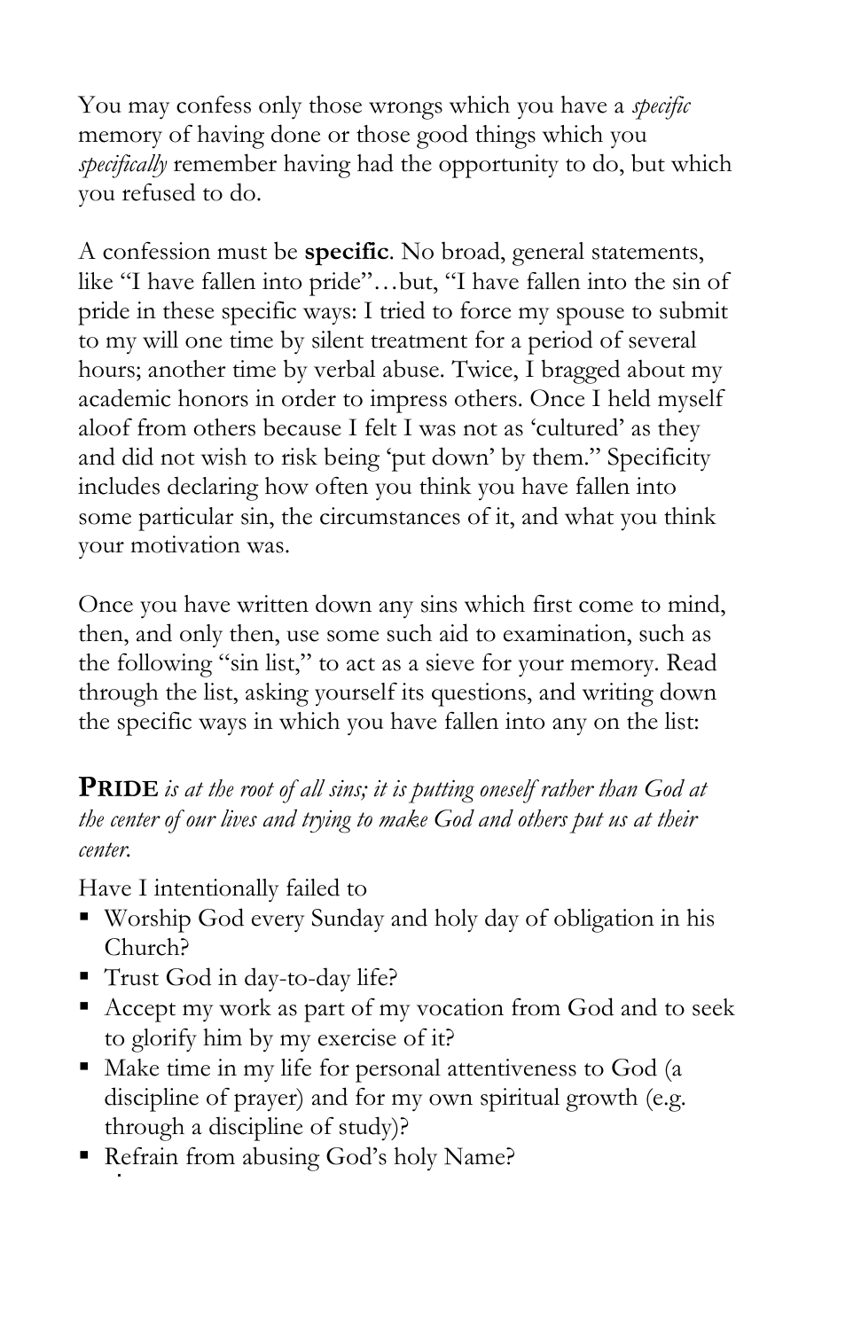You may confess only those wrongs which you have a *specific* memory of having done or those good things which you *specifically* remember having had the opportunity to do, but which you refused to do.

A confession must be **specific**. No broad, general statements, like "I have fallen into pride"…but, "I have fallen into the sin of pride in these specific ways: I tried to force my spouse to submit to my will one time by silent treatment for a period of several hours; another time by verbal abuse. Twice, I bragged about my academic honors in order to impress others. Once I held myself aloof from others because I felt I was not as 'cultured' as they and did not wish to risk being 'put down' by them." Specificity includes declaring how often you think you have fallen into some particular sin, the circumstances of it, and what you think your motivation was.

Once you have written down any sins which first come to mind, then, and only then, use some such aid to examination, such as the following "sin list," to act as a sieve for your memory. Read through the list, asking yourself its questions, and writing down the specific ways in which you have fallen into any on the list:

**PRIDE** *is at the root of all sins; it is putting oneself rather than God at the center of our lives and trying to make God and others put us at their center.*

Have I intentionally failed to

- Worship God every Sunday and holy day of obligation in his Church?
- Trust God in day-to-day life?
- Accept my work as part of my vocation from God and to seek to glorify him by my exercise of it?
- Make time in my life for personal attentiveness to God (a discipline of prayer) and for my own spiritual growth (e.g. through a discipline of study)?
- Refrain from abusing God's holy Name?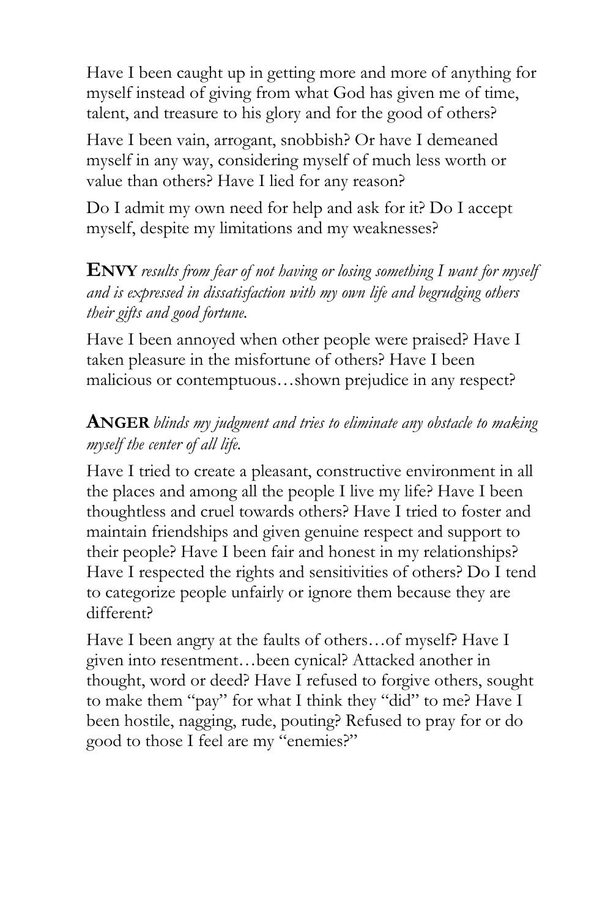Have I been caught up in getting more and more of anything for myself instead of giving from what God has given me of time, talent, and treasure to his glory and for the good of others?

Have I been vain, arrogant, snobbish? Or have I demeaned myself in any way, considering myself of much less worth or value than others? Have I lied for any reason?

Do I admit my own need for help and ask for it? Do I accept myself, despite my limitations and my weaknesses?

**ENVY** *results from fear of not having or losing something I want for myself and is expressed in dissatisfaction with my own life and begrudging others their gifts and good fortune.*

Have I been annoyed when other people were praised? Have I taken pleasure in the misfortune of others? Have I been malicious or contemptuous…shown prejudice in any respect?

**ANGER** *blinds my judgment and tries to eliminate any obstacle to making myself the center of all life.*

Have I tried to create a pleasant, constructive environment in all the places and among all the people I live my life? Have I been thoughtless and cruel towards others? Have I tried to foster and maintain friendships and given genuine respect and support to their people? Have I been fair and honest in my relationships? Have I respected the rights and sensitivities of others? Do I tend to categorize people unfairly or ignore them because they are different?

Have I been angry at the faults of others…of myself? Have I given into resentment…been cynical? Attacked another in thought, word or deed? Have I refused to forgive others, sought to make them "pay" for what I think they "did" to me? Have I been hostile, nagging, rude, pouting? Refused to pray for or do good to those I feel are my "enemies?"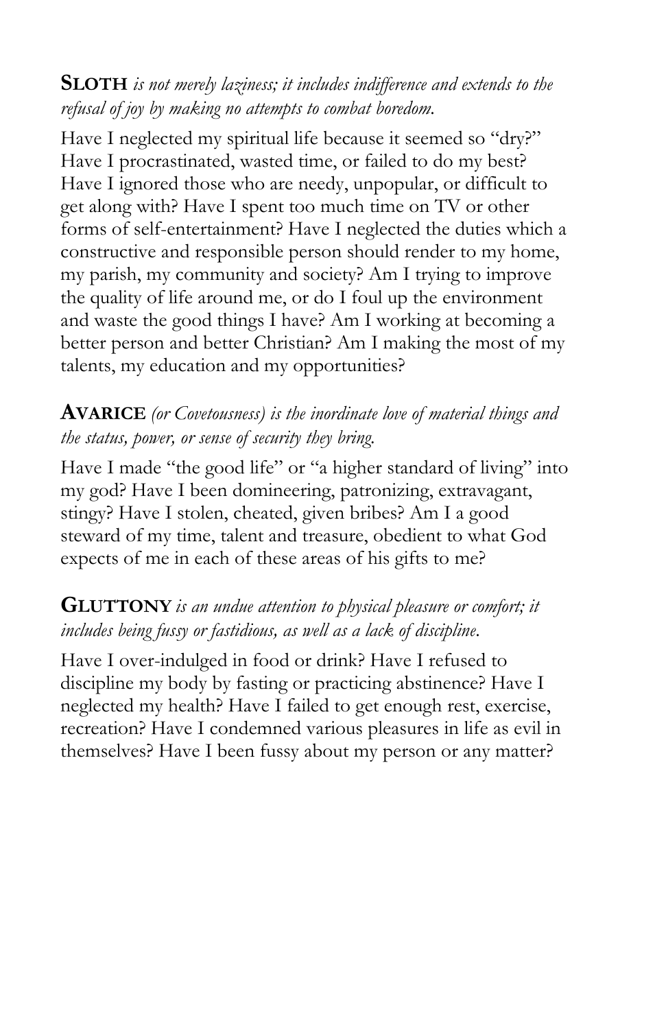**SLOTH** *is not merely laziness; it includes indifference and extends to the refusal of joy by making no attempts to combat boredom.*

Have I neglected my spiritual life because it seemed so "dry?" Have I procrastinated, wasted time, or failed to do my best? Have I ignored those who are needy, unpopular, or difficult to get along with? Have I spent too much time on TV or other forms of self-entertainment? Have I neglected the duties which a constructive and responsible person should render to my home, my parish, my community and society? Am I trying to improve the quality of life around me, or do I foul up the environment and waste the good things I have? Am I working at becoming a better person and better Christian? Am I making the most of my talents, my education and my opportunities?

**AVARICE** *(or Covetousness) is the inordinate love of material things and the status, power, or sense of security they bring.*

Have I made "the good life" or "a higher standard of living" into my god? Have I been domineering, patronizing, extravagant, stingy? Have I stolen, cheated, given bribes? Am I a good steward of my time, talent and treasure, obedient to what God expects of me in each of these areas of his gifts to me?

**GLUTTONY** *is an undue attention to physical pleasure or comfort; it includes being fussy or fastidious, as well as a lack of discipline.*

Have I over-indulged in food or drink? Have I refused to discipline my body by fasting or practicing abstinence? Have I neglected my health? Have I failed to get enough rest, exercise, recreation? Have I condemned various pleasures in life as evil in themselves? Have I been fussy about my person or any matter?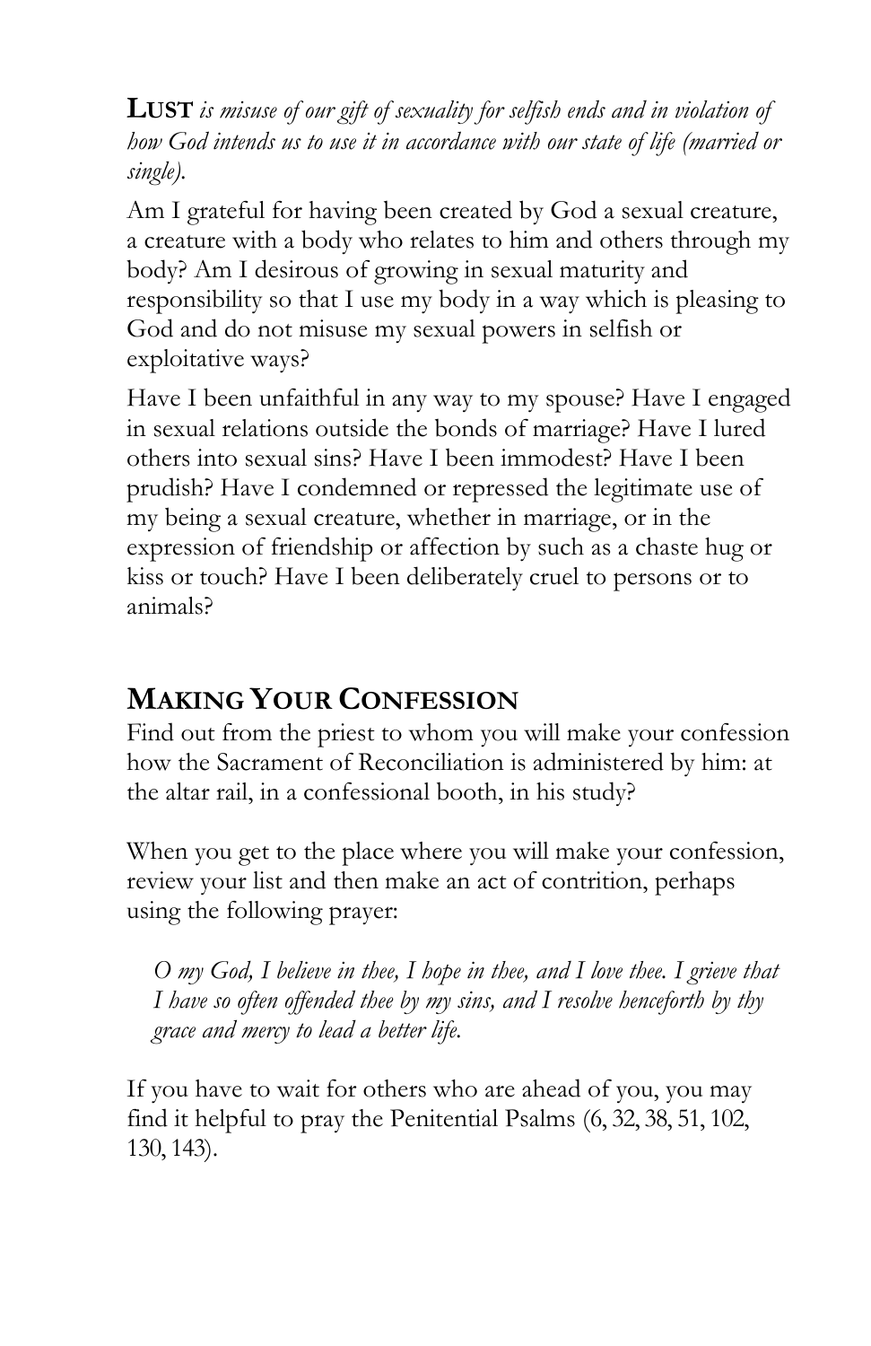**LUST** *is misuse of our gift of sexuality for selfish ends and in violation of how God intends us to use it in accordance with our state of life (married or single).*

Am I grateful for having been created by God a sexual creature, a creature with a body who relates to him and others through my body? Am I desirous of growing in sexual maturity and responsibility so that I use my body in a way which is pleasing to God and do not misuse my sexual powers in selfish or exploitative ways?

Have I been unfaithful in any way to my spouse? Have I engaged in sexual relations outside the bonds of marriage? Have I lured others into sexual sins? Have I been immodest? Have I been prudish? Have I condemned or repressed the legitimate use of my being a sexual creature, whether in marriage, or in the expression of friendship or affection by such as a chaste hug or kiss or touch? Have I been deliberately cruel to persons or to animals?

## MAKING YOUR CONFESSION

Find out from the priest to whom you will make your confession how the Sacrament of Reconciliation is administered by him: at the altar rail, in a confessional booth, in his study?

When you get to the place where you will make your confession, review your list and then make an act of contrition, perhaps using the following prayer:

> *O my God, I believe in thee, I hope in thee, and I love thee. I grieve that I have so often offended thee by my sins, and I resolve henceforth by thy grace and mercy to lead a better life.*

If you have to wait for others who are ahead of you, you may find it helpful to pray the Penitential Psalms (6, 32, 38, 51, 102, 130, 143).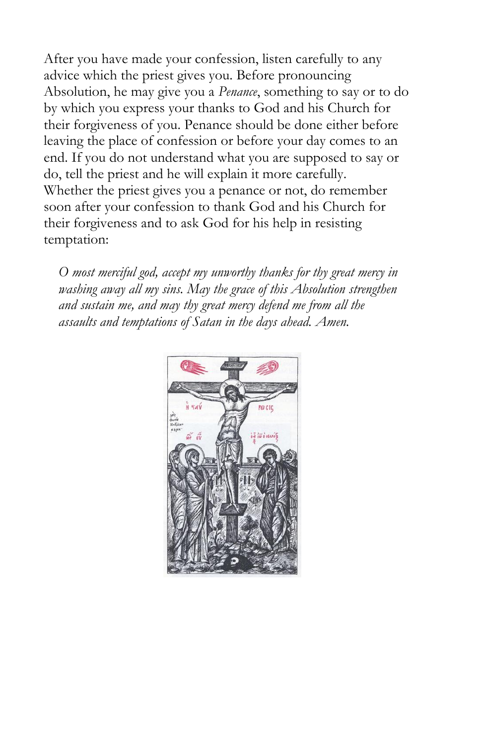After you have made your confession, listen carefully to any advice which the priest gives you. Before pronouncing Absolution, he may give you a *Penance*, something to say or to do by which you express your thanks to God and his Church for their forgiveness of you. Penance should be done either before leaving the place of confession or before your day comes to an end. If you do not understand what you are supposed to say or do, tell the priest and he will explain it more carefully. Whether the priest gives you a penance or not, do remember soon after your confession to thank God and his Church for their forgiveness and to ask God for his help in resisting temptation:

> *O most merciful god, accept my unworthy thanks for thy great mercy in washing away all my sins. May the grace of this Absolution strengthen and sustain me, and may thy great mercy defend me from all the assaults and temptations of Satan in the days ahead. Amen.*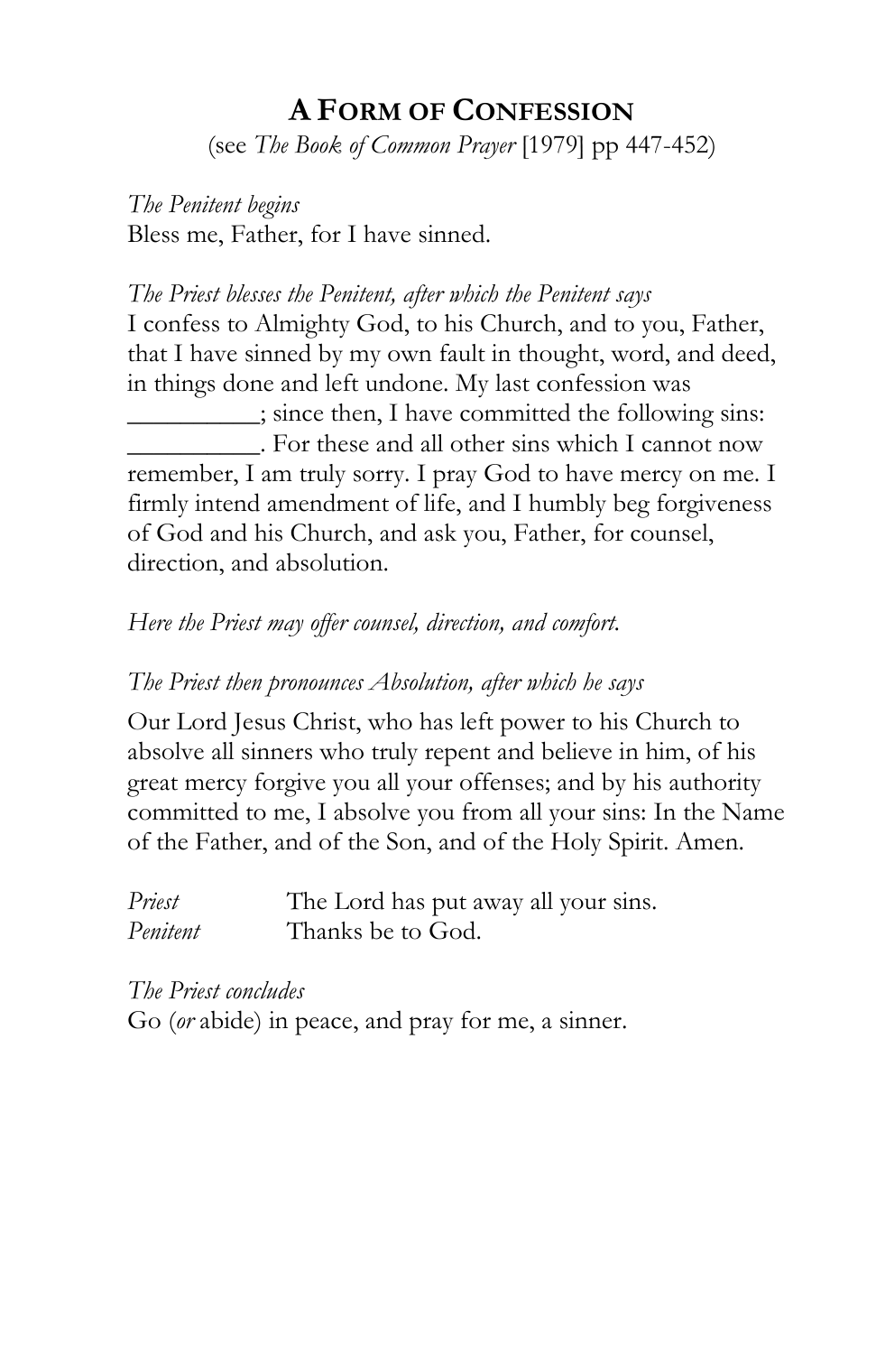# A Form of Confession

(see *The Book of Common Prayer* [1979] pp 447-452)

*The Penitent begins*

Bless me, Father, for I have sinned.

*The Priest blesses the Penitent, after which the Penitent says*

I confess to Almighty God, to his Church, and to you, Father, that I have sinned by my own fault in thought, word, and deed, in things done and left undone. My last confession was __________; since then, I have committed the following sins: __________. For these and all other sins which I cannot now remember, I am truly sorry. I pray God to have mercy on me. I firmly intend amendment of life, and I humbly beg forgiveness of God and his Church, and ask you, Father, for counsel, direction, and absolution.

*Here the Priest may offer counsel, direction, and comfort.*

*The Priest then pronounces Absolution, after which he says*

Our Lord Jesus Christ, who has left power to his Church to absolve all sinners who truly repent and believe in him, of his great mercy forgive you all your offenses; and by his authority committed to me, I absolve you from all your sins: In the Name of the Father, and of the Son, and of the Holy Spirit. Amen.

*Priest* The Lord has put away all your sins.
*Penitent* Thanks be to God.

*The Priest concludes*

Go (*or* abide) in peace, and pray for me, a sinner.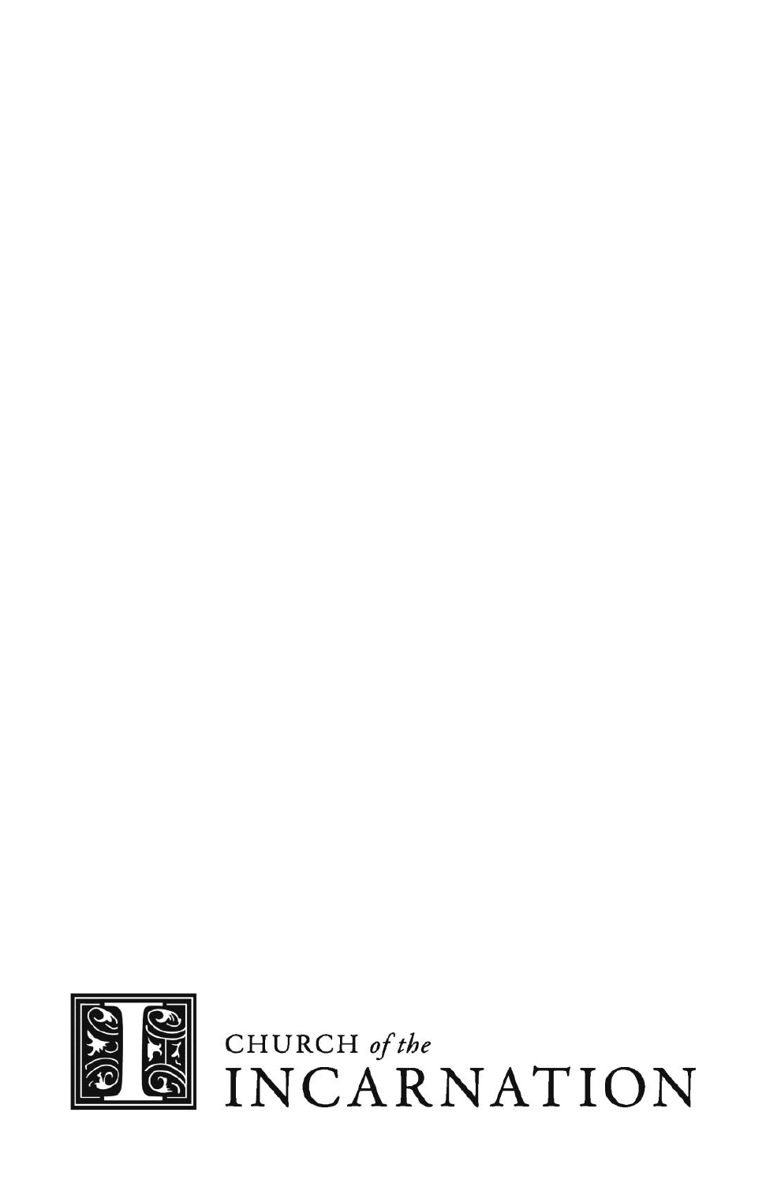CHURCH *of the*
INCARNATION